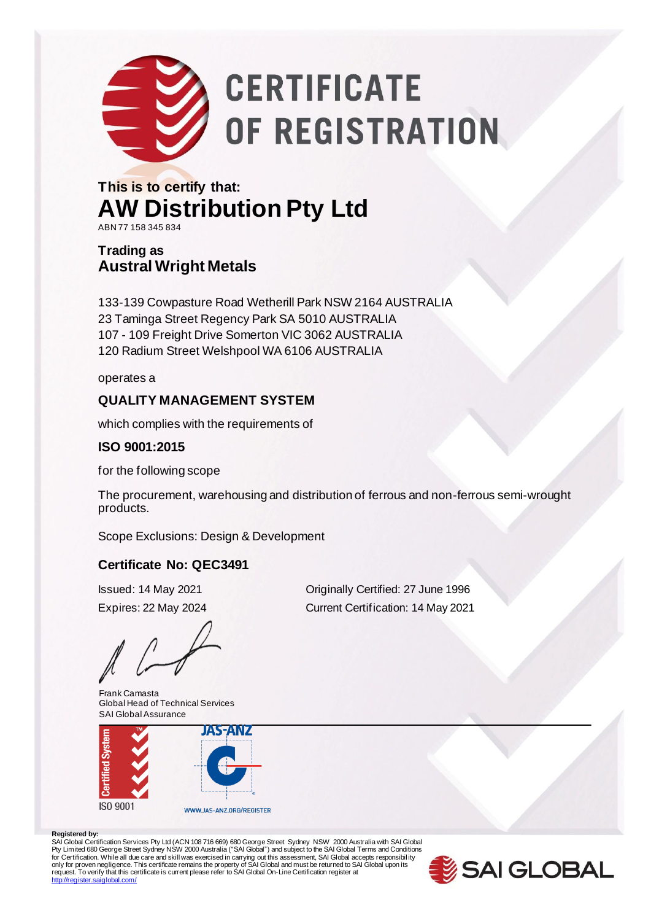# CERTIFICATE OF REGISTRATION

**This is to certify that:**

## AW Distribution Pty Ltd

ABN 77 158 345 834

**Trading as**
**Austral Wright Metals**

133-139 Cowpasture Road Wetherill Park NSW 2164 AUSTRALIA
23 Taminga Street Regency Park SA 5010 AUSTRALIA
107 - 109 Freight Drive Somerton VIC 3062 AUSTRALIA
120 Radium Street Welshpool WA 6106 AUSTRALIA

operates a

**QUALITY MANAGEMENT SYSTEM**

which complies with the requirements of

**ISO 9001:2015**

for the following scope

The procurement, warehousing and distribution of ferrous and non-ferrous semi-wrought products.

Scope Exclusions: Design & Development

**Certificate No: QEC3491**

Issued: 14 May 2021
Expires: 22 May 2024

Originally Certified: 27 June 1996
Current Certification: 14 May 2021

Frank Camasta
Global Head of Technical Services
SAI Global Assurance

Certified System ISO 9001

JAS-ANZ
WWW.JAS-ANZ.ORG/REGISTER

**Registered by:**
SAI Global Certification Services Pty Ltd (ACN 108 716 669) 680 George Street Sydney NSW 2000 Australia with SAI Global Pty Limited 680 George Street Sydney NSW 2000 Australia ("SAI Global") and subject to the SAI Global Terms and Conditions for Certification. While all due care and skill was exercised in carrying out this assessment, SAI Global accepts responsibility only for proven negligence. This certificate remains the property of SAI Global and must be returned to SAI Global upon its request. To verify that this certificate is current please refer to SAI Global On-Line Certification register at http://register.saiglobal.com/

SAI GLOBAL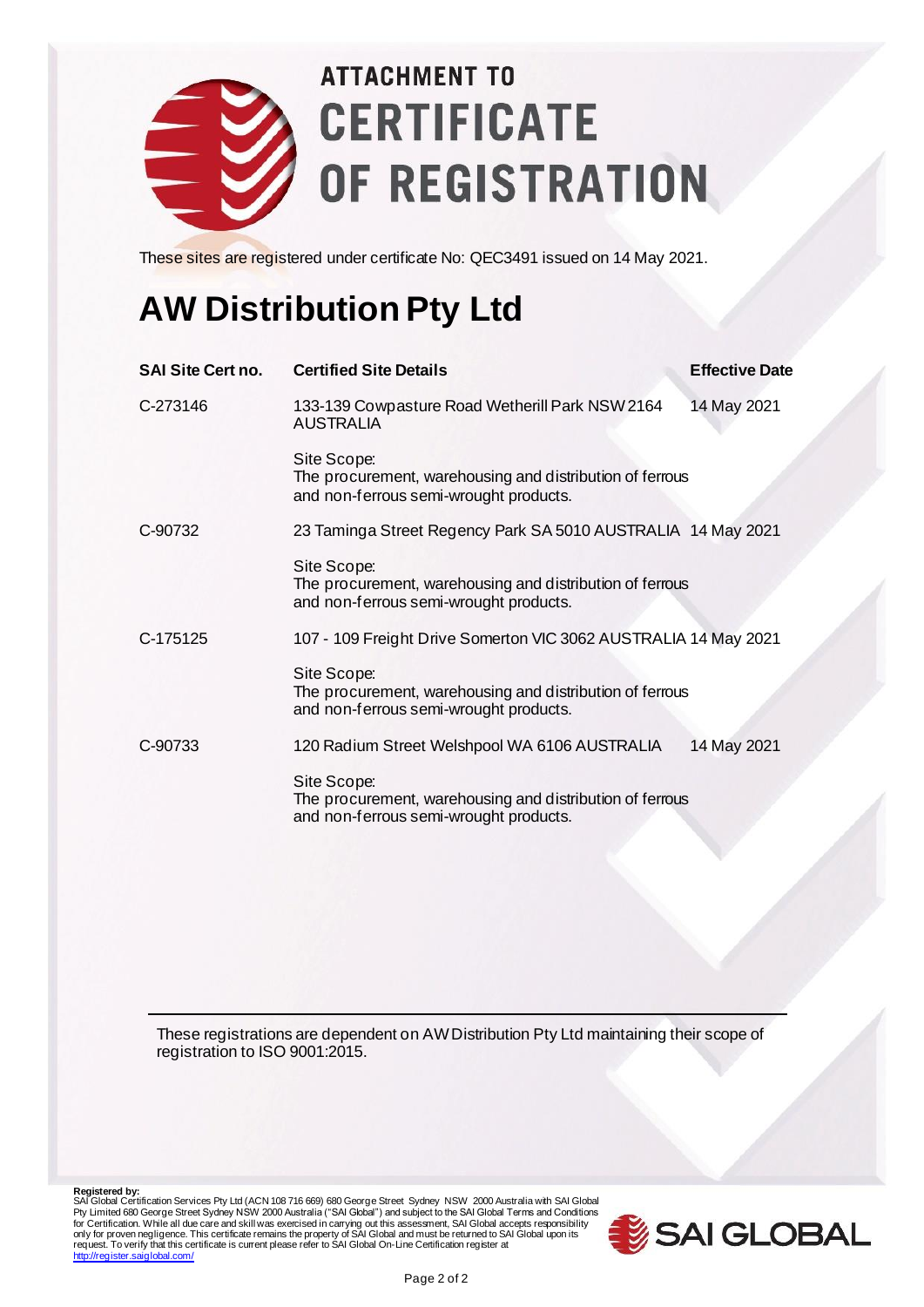# ATTACHMENT TO CERTIFICATE OF REGISTRATION

These sites are registered under certificate No: QEC3491 issued on 14 May 2021.

# AW Distribution Pty Ltd

| SAI Site Cert no. | Certified Site Details | Effective Date |
|---|---|---|
| C-273146 | 133-139 Cowpasture Road Wetherill Park NSW 2164 AUSTRALIA<br><br>Site Scope:<br>The procurement, warehousing and distribution of ferrous and non-ferrous semi-wrought products. | 14 May 2021 |
| C-90732 | 23 Taminga Street Regency Park SA 5010 AUSTRALIA<br><br>Site Scope:<br>The procurement, warehousing and distribution of ferrous and non-ferrous semi-wrought products. | 14 May 2021 |
| C-175125 | 107 - 109 Freight Drive Somerton VIC 3062 AUSTRALIA<br><br>Site Scope:<br>The procurement, warehousing and distribution of ferrous and non-ferrous semi-wrought products. | 14 May 2021 |
| C-90733 | 120 Radium Street Welshpool WA 6106 AUSTRALIA<br><br>Site Scope:<br>The procurement, warehousing and distribution of ferrous and non-ferrous semi-wrought products. | 14 May 2021 |

These registrations are dependent on AW Distribution Pty Ltd maintaining their scope of registration to ISO 9001:2015.

**Registered by:**
SAI Global Certification Services Pty Ltd (ACN 108 716 669) 680 George Street Sydney NSW 2000 Australia with SAI Global Pty Limited 680 George Street Sydney NSW 2000 Australia ("SAI Global") and subject to the SAI Global Terms and Conditions for Certification. While all due care and skill was exercised in carrying out this assessment, SAI Global accepts responsibility only for proven negligence. This certificate remains the property of SAI Global and must be returned to SAI Global upon its request. To verify that this certificate is current please refer to SAI Global On-Line Certification register at http://register.saiglobal.com/

SAI GLOBAL